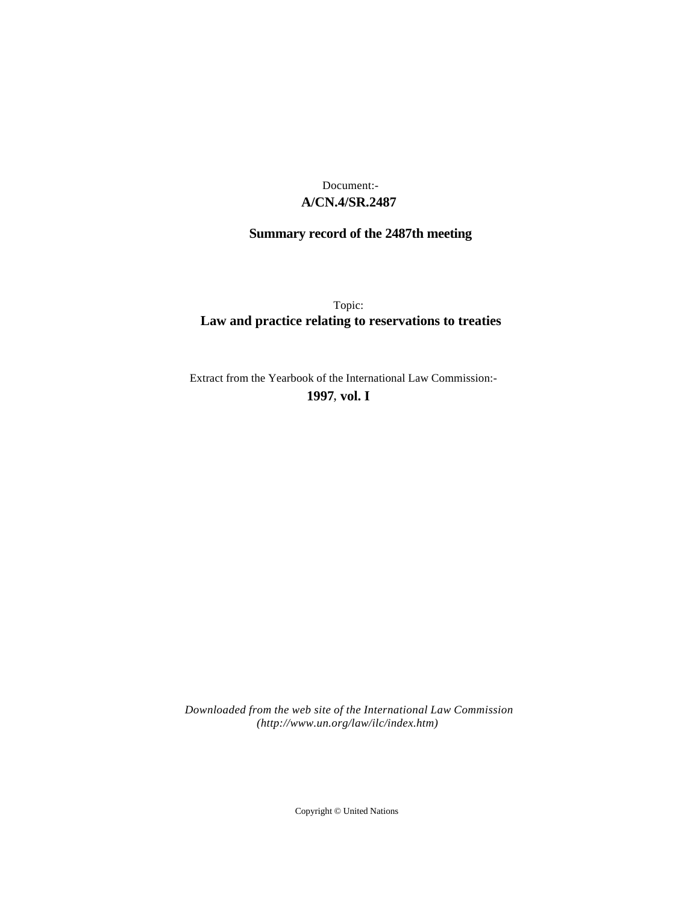Document:-

**A/CN.4/SR.2487**

**Summary record of the 2487th meeting**

Topic:

**Law and practice relating to reservations to treaties**

Extract from the Yearbook of the International Law Commission:-

**1997**, **vol. I**

*Downloaded from the web site of the International Law Commission (http://www.un.org/law/ilc/index.htm)*

Copyright © United Nations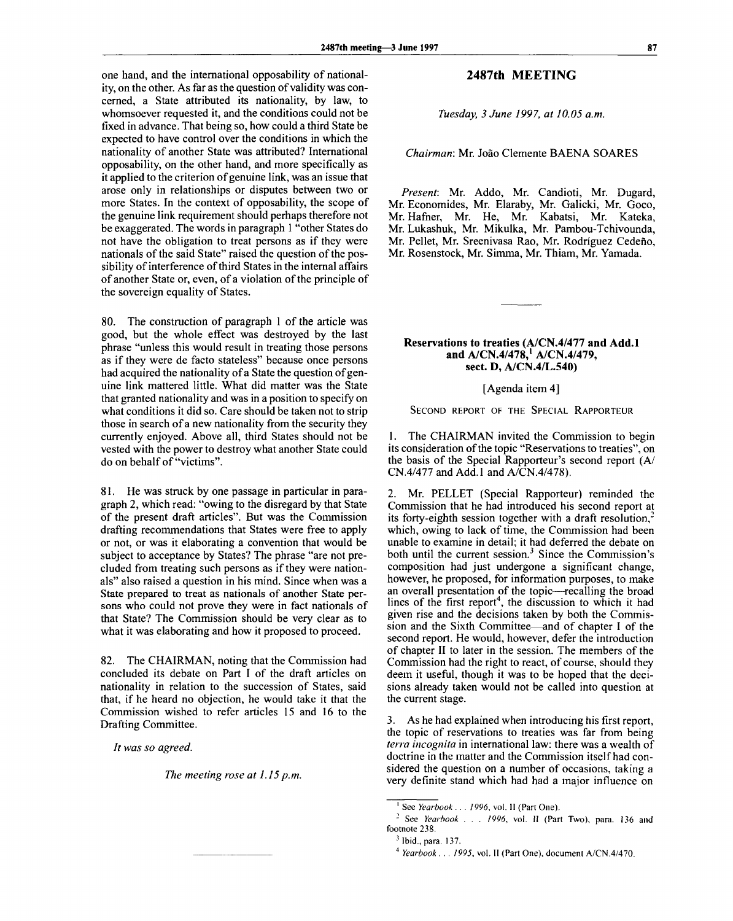one hand, and the international opposability of nationality, on the other. As far as the question of validity was concerned, a State attributed its nationality, by law, to whomsoever requested it, and the conditions could not be fixed in advance. That being so, how could a third State be expected to have control over the conditions in which the nationality of another State was attributed? International opposability, on the other hand, and more specifically as it applied to the criterion of genuine link, was an issue that arose only in relationships or disputes between two or more States. In the context of opposability, the scope of the genuine link requirement should perhaps therefore not be exaggerated. The words in paragraph 1 "other States do not have the obligation to treat persons as if they were nationals of the said State" raised the question of the possibility of interference of third States in the internal affairs of another State or, even, of a violation of the principle of the sovereign equality of States.

80. The construction of paragraph 1 of the article was good, but the whole effect was destroyed by the last phrase "unless this would result in treating those persons as if they were de facto stateless" because once persons had acquired the nationality of a State the question of genuine link mattered little. What did matter was the State that granted nationality and was in a position to specify on what conditions it did so. Care should be taken not to strip those in search of a new nationality from the security they currently enjoyed. Above all, third States should not be vested with the power to destroy what another State could do on behalf of "victims".

81. He was struck by one passage in particular in paragraph 2, which read: "owing to the disregard by that State of the present draft articles". But was the Commission drafting recommendations that States were free to apply or not, or was it elaborating a convention that would be subject to acceptance by States? The phrase "are not precluded from treating such persons as if they were nationals" also raised a question in his mind. Since when was a State prepared to treat as nationals of another State persons who could not prove they were in fact nationals of that State? The Commission should be very clear as to what it was elaborating and how it proposed to proceed.

82. The CHAIRMAN, noting that the Commission had concluded its debate on Part I of the draft articles on nationality in relation to the succession of States, said that, if he heard no objection, he would take it that the Commission wished to refer articles 15 and 16 to the Drafting Committee.

*It was so agreed.*

*The meeting rose at 1.15 p.m.*

---

## 2487th MEETING

*Tuesday, 3 June 1997, at 10.05 a.m.*

*Chairman*: Mr. João Clemente BAENA SOARES

*Present*: Mr. Addo, Mr. Candioti, Mr. Dugard, Mr. Economides, Mr. Elaraby, Mr. Galicki, Mr. Goco, Mr. Hafner, Mr. He, Mr. Kabatsi, Mr. Kateka, Mr. Lukashuk, Mr. Mikulka, Mr. Pambou-Tchivounda, Mr. Pellet, Mr. Sreenivasa Rao, Mr. Rodríguez Cedeño, Mr. Rosenstock, Mr. Simma, Mr. Thiam, Mr. Yamada.

---

### Reservations to treaties (A/CN.4/477 and Add.1 and A/CN.4/478,[1] A/CN.4/479, sect. D, A/CN.4/L.540)

[Agenda item 4]

SECOND REPORT OF THE SPECIAL RAPPORTEUR

1. The CHAIRMAN invited the Commission to begin its consideration of the topic "Reservations to treaties", on the basis of the Special Rapporteur's second report (A/CN.4/477 and Add.1 and A/CN.4/478).

2. Mr. PELLET (Special Rapporteur) reminded the Commission that he had introduced his second report at its forty-eighth session together with a draft resolution,[2] which, owing to lack of time, the Commission had been unable to examine in detail; it had deferred the debate on both until the current session.[3] Since the Commission's composition had just undergone a significant change, however, he proposed, for information purposes, to make an overall presentation of the topic—recalling the broad lines of the first report[4], the discussion to which it had given rise and the decisions taken by both the Commission and the Sixth Committee—and of chapter I of the second report. He would, however, defer the introduction of chapter II to later in the session. The members of the Commission had the right to react, of course, should they deem it useful, though it was to be hoped that the decisions already taken would not be called into question at the current stage.

3. As he had explained when introducing his first report, the topic of reservations to treaties was far from being *terra incognita* in international law: there was a wealth of doctrine in the matter and the Commission itself had considered the question on a number of occasions, taking a very definite stand which had had a major influence on

---

[1] See *Yearbook . . . 1996*, vol. II (Part One).

[2] See *Yearbook . . . 1996*, vol. II (Part Two), para. 136 and footnote 238.

[3] Ibid., para. 137.

[4] *Yearbook . . . 1995*, vol. II (Part One), document A/CN.4/470.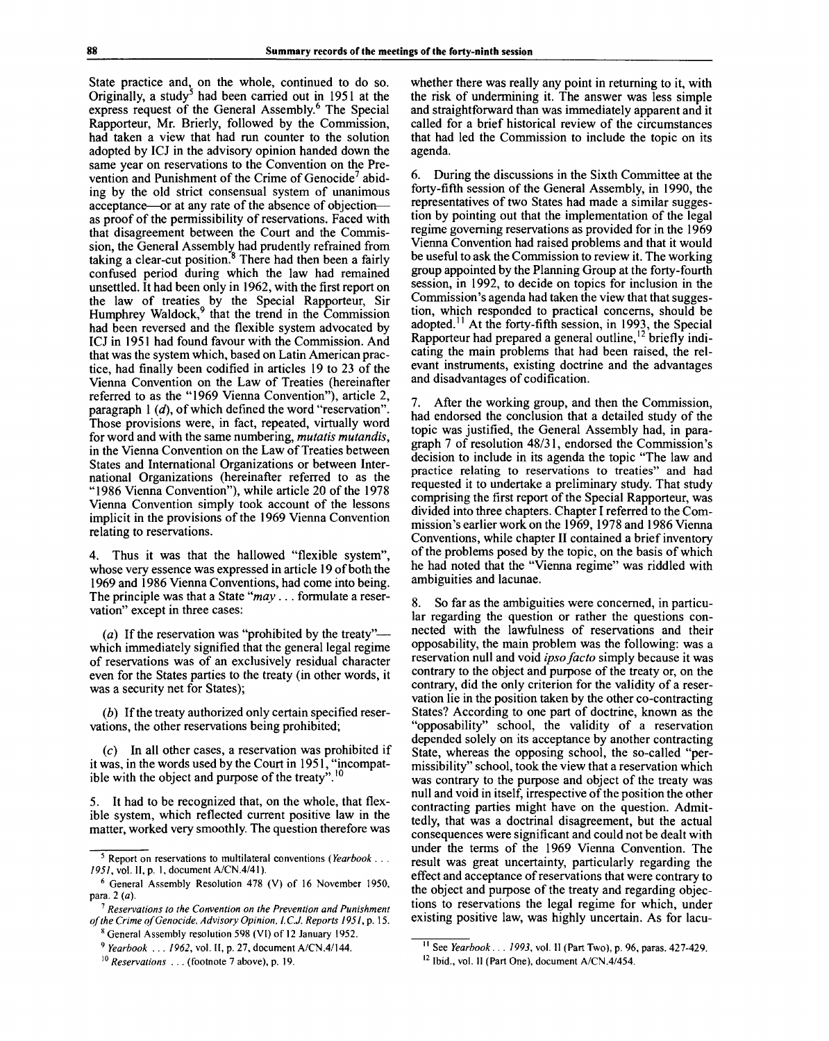State practice and, on the whole, continued to do so. Originally, a study[5] had been carried out in 1951 at the express request of the General Assembly.[6] The Special Rapporteur, Mr. Brierly, followed by the Commission, had taken a view that had run counter to the solution adopted by ICJ in the advisory opinion handed down the same year on reservations to the Convention on the Prevention and Punishment of the Crime of Genocide[7] abiding by the old strict consensual system of unanimous acceptance—or at any rate of the absence of objection—as proof of the permissibility of reservations. Faced with that disagreement between the Court and the Commission, the General Assembly had prudently refrained from taking a clear-cut position.[8] There had then been a fairly confused period during which the law had remained unsettled. It had been only in 1962, with the first report on the law of treaties by the Special Rapporteur, Sir Humphrey Waldock,[9] that the trend in the Commission had been reversed and the flexible system advocated by ICJ in 1951 had found favour with the Commission. And that was the system which, based on Latin American practice, had finally been codified in articles 19 to 23 of the Vienna Convention on the Law of Treaties (hereinafter referred to as the "1969 Vienna Convention"), article 2, paragraph 1 (*d*), of which defined the word "reservation". Those provisions were, in fact, repeated, virtually word for word and with the same numbering, *mutatis mutandis*, in the Vienna Convention on the Law of Treaties between States and International Organizations or between International Organizations (hereinafter referred to as the "1986 Vienna Convention"), while article 20 of the 1978 Vienna Convention simply took account of the lessons implicit in the provisions of the 1969 Vienna Convention relating to reservations.

4. Thus it was that the hallowed "flexible system", whose very essence was expressed in article 19 of both the 1969 and 1986 Vienna Conventions, had come into being. The principle was that a State "*may* ... formulate a reservation" except in three cases:

(*a*) If the reservation was "prohibited by the treaty"—which immediately signified that the general legal regime of reservations was of an exclusively residual character even for the States parties to the treaty (in other words, it was a security net for States);

(*b*) If the treaty authorized only certain specified reservations, the other reservations being prohibited;

(*c*) In all other cases, a reservation was prohibited if it was, in the words used by the Court in 1951, "incompatible with the object and purpose of the treaty".[10]

5. It had to be recognized that, on the whole, that flexible system, which reflected current positive law in the matter, worked very smoothly. The question therefore was whether there was really any point in returning to it, with the risk of undermining it. The answer was less simple and straightforward than was immediately apparent and it called for a brief historical review of the circumstances that had led the Commission to include the topic on its agenda.

6. During the discussions in the Sixth Committee at the forty-fifth session of the General Assembly, in 1990, the representatives of two States had made a similar suggestion by pointing out that the implementation of the legal regime governing reservations as provided for in the 1969 Vienna Convention had raised problems and that it would be useful to ask the Commission to review it. The working group appointed by the Planning Group at the forty-fourth session, in 1992, to decide on topics for inclusion in the Commission's agenda had taken the view that that suggestion, which responded to practical concerns, should be adopted.[11] At the forty-fifth session, in 1993, the Special Rapporteur had prepared a general outline,[12] briefly indicating the main problems that had been raised, the relevant instruments, existing doctrine and the advantages and disadvantages of codification.

7. After the working group, and then the Commission, had endorsed the conclusion that a detailed study of the topic was justified, the General Assembly had, in paragraph 7 of resolution 48/31, endorsed the Commission's decision to include in its agenda the topic "The law and practice relating to reservations to treaties" and had requested it to undertake a preliminary study. That study comprising the first report of the Special Rapporteur, was divided into three chapters. Chapter I referred to the Commission's earlier work on the 1969, 1978 and 1986 Vienna Conventions, while chapter II contained a brief inventory of the problems posed by the topic, on the basis of which he had noted that the "Vienna regime" was riddled with ambiguities and lacunae.

8. So far as the ambiguities were concerned, in particular regarding the question or rather the questions connected with the lawfulness of reservations and their opposability, the main problem was the following: was a reservation null and void *ipso facto* simply because it was contrary to the object and purpose of the treaty or, on the contrary, did the only criterion for the validity of a reservation lie in the position taken by the other co-contracting States? According to one part of doctrine, known as the "opposability" school, the validity of a reservation depended solely on its acceptance by another contracting State, whereas the opposing school, the so-called "permissibility" school, took the view that a reservation which was contrary to the purpose and object of the treaty was null and void in itself, irrespective of the position the other contracting parties might have on the question. Admittedly, that was a doctrinal disagreement, but the actual consequences were significant and could not be dealt with under the terms of the 1969 Vienna Convention. The result was great uncertainty, particularly regarding the effect and acceptance of reservations that were contrary to the object and purpose of the treaty and regarding objections to reservations the legal regime for which, under existing positive law, was highly uncertain. As for lacu-

---

[5] Report on reservations to multilateral conventions (*Yearbook ... 1951*, vol. II, p. 1, document A/CN.4/41).

[6] General Assembly Resolution 478 (V) of 16 November 1950, para. 2 (*a*).

[7] *Reservations to the Convention on the Prevention and Punishment of the Crime of Genocide, Advisory Opinion, I.C.J. Reports 1951*, p. 15.

[8] General Assembly resolution 598 (VI) of 12 January 1952.

[9] *Yearbook ... 1962*, vol. II, p. 27, document A/CN.4/144.

[10] *Reservations ...* (footnote 7 above), p. 19.

[11] See *Yearbook ... 1993*, vol. II (Part Two), p. 96, paras. 427-429.

[12] Ibid., vol. II (Part One), document A/CN.4/454.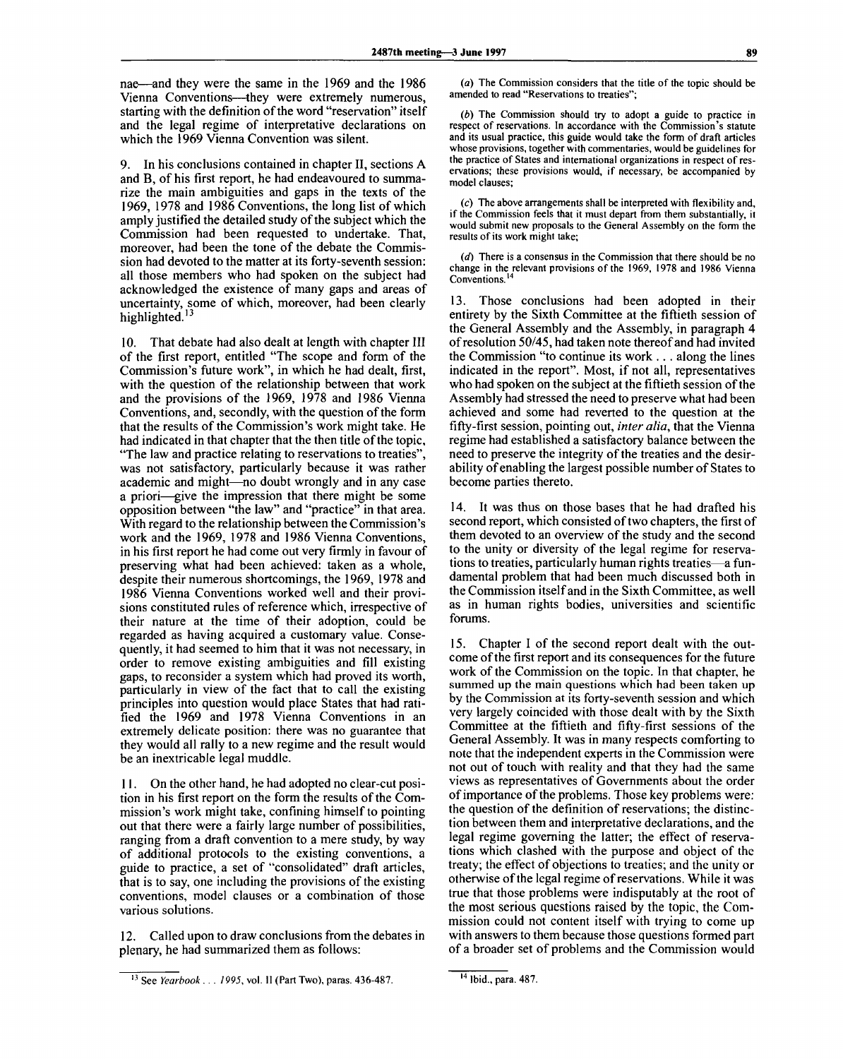nae—and they were the same in the 1969 and the 1986 Vienna Conventions—they were extremely numerous, starting with the definition of the word "reservation" itself and the legal regime of interpretative declarations on which the 1969 Vienna Convention was silent.

9. In his conclusions contained in chapter II, sections A and B, of his first report, he had endeavoured to summarize the main ambiguities and gaps in the texts of the 1969, 1978 and 1986 Conventions, the long list of which amply justified the detailed study of the subject which the Commission had been requested to undertake. That, moreover, had been the tone of the debate the Commission had devoted to the matter at its forty-seventh session: all those members who had spoken on the subject had acknowledged the existence of many gaps and areas of uncertainty, some of which, moreover, had been clearly highlighted.[13]

10. That debate had also dealt at length with chapter III of the first report, entitled "The scope and form of the Commission's future work", in which he had dealt, first, with the question of the relationship between that work and the provisions of the 1969, 1978 and 1986 Vienna Conventions, and, secondly, with the question of the form that the results of the Commission's work might take. He had indicated in that chapter that the then title of the topic, "The law and practice relating to reservations to treaties", was not satisfactory, particularly because it was rather academic and might—no doubt wrongly and in any case a priori—give the impression that there might be some opposition between "the law" and "practice" in that area. With regard to the relationship between the Commission's work and the 1969, 1978 and 1986 Vienna Conventions, in his first report he had come out very firmly in favour of preserving what had been achieved: taken as a whole, despite their numerous shortcomings, the 1969, 1978 and 1986 Vienna Conventions worked well and their provisions constituted rules of reference which, irrespective of their nature at the time of their adoption, could be regarded as having acquired a customary value. Consequently, it had seemed to him that it was not necessary, in order to remove existing ambiguities and fill existing gaps, to reconsider a system which had proved its worth, particularly in view of the fact that to call the existing principles into question would place States that had ratified the 1969 and 1978 Vienna Conventions in an extremely delicate position: there was no guarantee that they would all rally to a new regime and the result would be an inextricable legal muddle.

11. On the other hand, he had adopted no clear-cut position in his first report on the form the results of the Commission's work might take, confining himself to pointing out that there were a fairly large number of possibilities, ranging from a draft convention to a mere study, by way of additional protocols to the existing conventions, a guide to practice, a set of "consolidated" draft articles, that is to say, one including the provisions of the existing conventions, model clauses or a combination of those various solutions.

12. Called upon to draw conclusions from the debates in plenary, he had summarized them as follows:

(*a*) The Commission considers that the title of the topic should be amended to read "Reservations to treaties";

(*b*) The Commission should try to adopt a guide to practice in respect of reservations. In accordance with the Commission's statute and its usual practice, this guide would take the form of draft articles whose provisions, together with commentaries, would be guidelines for the practice of States and international organizations in respect of reservations; these provisions would, if necessary, be accompanied by model clauses;

(*c*) The above arrangements shall be interpreted with flexibility and, if the Commission feels that it must depart from them substantially, it would submit new proposals to the General Assembly on the form the results of its work might take;

(*d*) There is a consensus in the Commission that there should be no change in the relevant provisions of the 1969, 1978 and 1986 Vienna Conventions.[14]

13. Those conclusions had been adopted in their entirety by the Sixth Committee at the fiftieth session of the General Assembly and the Assembly, in paragraph 4 of resolution 50/45, had taken note thereof and had invited the Commission "to continue its work . . . along the lines indicated in the report". Most, if not all, representatives who had spoken on the subject at the fiftieth session of the Assembly had stressed the need to preserve what had been achieved and some had reverted to the question at the fifty-first session, pointing out, *inter alia*, that the Vienna regime had established a satisfactory balance between the need to preserve the integrity of the treaties and the desirability of enabling the largest possible number of States to become parties thereto.

14. It was thus on those bases that he had drafted his second report, which consisted of two chapters, the first of them devoted to an overview of the study and the second to the unity or diversity of the legal regime for reservations to treaties, particularly human rights treaties—a fundamental problem that had been much discussed both in the Commission itself and in the Sixth Committee, as well as in human rights bodies, universities and scientific forums.

15. Chapter I of the second report dealt with the outcome of the first report and its consequences for the future work of the Commission on the topic. In that chapter, he summed up the main questions which had been taken up by the Commission at its forty-seventh session and which very largely coincided with those dealt with by the Sixth Committee at the fiftieth and fifty-first sessions of the General Assembly. It was in many respects comforting to note that the independent experts in the Commission were not out of touch with reality and that they had the same views as representatives of Governments about the order of importance of the problems. Those key problems were: the question of the definition of reservations; the distinction between them and interpretative declarations, and the legal regime governing the latter; the effect of reservations which clashed with the purpose and object of the treaty; the effect of objections to treaties; and the unity or otherwise of the legal regime of reservations. While it was true that those problems were indisputably at the root of the most serious questions raised by the topic, the Commission could not content itself with trying to come up with answers to them because those questions formed part of a broader set of problems and the Commission would

---

[13] See *Yearbook . . . 1995*, vol. II (Part Two), paras. 436-487.

[14] Ibid., para. 487.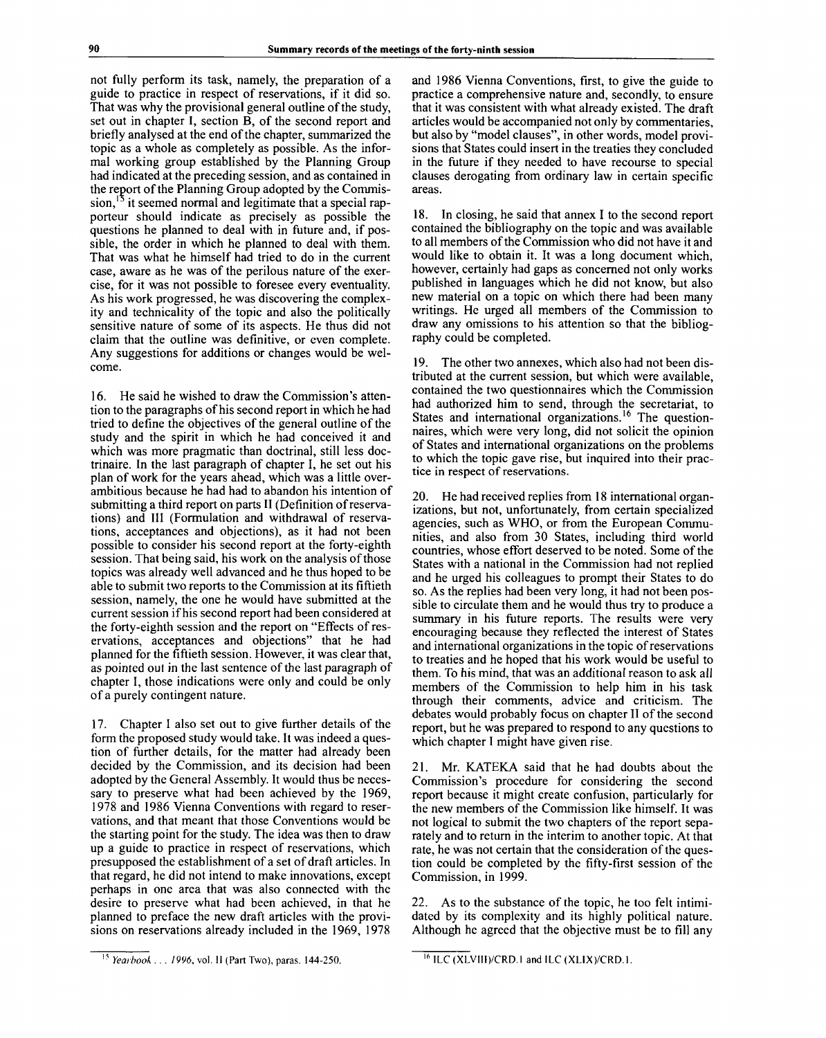not fully perform its task, namely, the preparation of a guide to practice in respect of reservations, if it did so. That was why the provisional general outline of the study, set out in chapter I, section B, of the second report and briefly analysed at the end of the chapter, summarized the topic as a whole as completely as possible. As the informal working group established by the Planning Group had indicated at the preceding session, and as contained in the report of the Planning Group adopted by the Commission,[15] it seemed normal and legitimate that a special rapporteur should indicate as precisely as possible the questions he planned to deal with in future and, if possible, the order in which he planned to deal with them. That was what he himself had tried to do in the current case, aware as he was of the perilous nature of the exercise, for it was not possible to foresee every eventuality. As his work progressed, he was discovering the complexity and technicality of the topic and also the politically sensitive nature of some of its aspects. He thus did not claim that the outline was definitive, or even complete. Any suggestions for additions or changes would be welcome.

16. He said he wished to draw the Commission's attention to the paragraphs of his second report in which he had tried to define the objectives of the general outline of the study and the spirit in which he had conceived it and which was more pragmatic than doctrinal, still less doctrinaire. In the last paragraph of chapter I, he set out his plan of work for the years ahead, which was a little overambitious because he had had to abandon his intention of submitting a third report on parts II (Definition of reservations) and III (Formulation and withdrawal of reservations, acceptances and objections), as it had not been possible to consider his second report at the forty-eighth session. That being said, his work on the analysis of those topics was already well advanced and he thus hoped to be able to submit two reports to the Commission at its fiftieth session, namely, the one he would have submitted at the current session if his second report had been considered at the forty-eighth session and the report on "Effects of reservations, acceptances and objections" that he had planned for the fiftieth session. However, it was clear that, as pointed out in the last sentence of the last paragraph of chapter I, those indications were only and could be only of a purely contingent nature.

17. Chapter I also set out to give further details of the form the proposed study would take. It was indeed a question of further details, for the matter had already been decided by the Commission, and its decision had been adopted by the General Assembly. It would thus be necessary to preserve what had been achieved by the 1969, 1978 and 1986 Vienna Conventions with regard to reservations, and that meant that those Conventions would be the starting point for the study. The idea was then to draw up a guide to practice in respect of reservations, which presupposed the establishment of a set of draft articles. In that regard, he did not intend to make innovations, except perhaps in one area that was also connected with the desire to preserve what had been achieved, in that he planned to preface the new draft articles with the provisions on reservations already included in the 1969, 1978 and 1986 Vienna Conventions, first, to give the guide to practice a comprehensive nature and, secondly, to ensure that it was consistent with what already existed. The draft articles would be accompanied not only by commentaries, but also by "model clauses", in other words, model provisions that States could insert in the treaties they concluded in the future if they needed to have recourse to special clauses derogating from ordinary law in certain specific areas.

18. In closing, he said that annex I to the second report contained the bibliography on the topic and was available to all members of the Commission who did not have it and would like to obtain it. It was a long document which, however, certainly had gaps as concerned not only works published in languages which he did not know, but also new material on a topic on which there had been many writings. He urged all members of the Commission to draw any omissions to his attention so that the bibliography could be completed.

19. The other two annexes, which also had not been distributed at the current session, but which were available, contained the two questionnaires which the Commission had authorized him to send, through the secretariat, to States and international organizations.[16] The questionnaires, which were very long, did not solicit the opinion of States and international organizations on the problems to which the topic gave rise, but inquired into their practice in respect of reservations.

20. He had received replies from 18 international organizations, but not, unfortunately, from certain specialized agencies, such as WHO, or from the European Communities, and also from 30 States, including third world countries, whose effort deserved to be noted. Some of the States with a national in the Commission had not replied and he urged his colleagues to prompt their States to do so. As the replies had been very long, it had not been possible to circulate them and he would thus try to produce a summary in his future reports. The results were very encouraging because they reflected the interest of States and international organizations in the topic of reservations to treaties and he hoped that his work would be useful to them. To his mind, that was an additional reason to ask all members of the Commission to help him in his task through their comments, advice and criticism. The debates would probably focus on chapter II of the second report, but he was prepared to respond to any questions to which chapter I might have given rise.

21. Mr. KATEKA said that he had doubts about the Commission's procedure for considering the second report because it might create confusion, particularly for the new members of the Commission like himself. It was not logical to submit the two chapters of the report separately and to return in the interim to another topic. At that rate, he was not certain that the consideration of the question could be completed by the fifty-first session of the Commission, in 1999.

22. As to the substance of the topic, he too felt intimidated by its complexity and its highly political nature. Although he agreed that the objective must be to fill any

[15] *Yearbook . . . 1996*, vol. II (Part Two), paras. 144-250.

[16] ILC (XLVIII)/CRD.1 and ILC (XLIX)/CRD.1.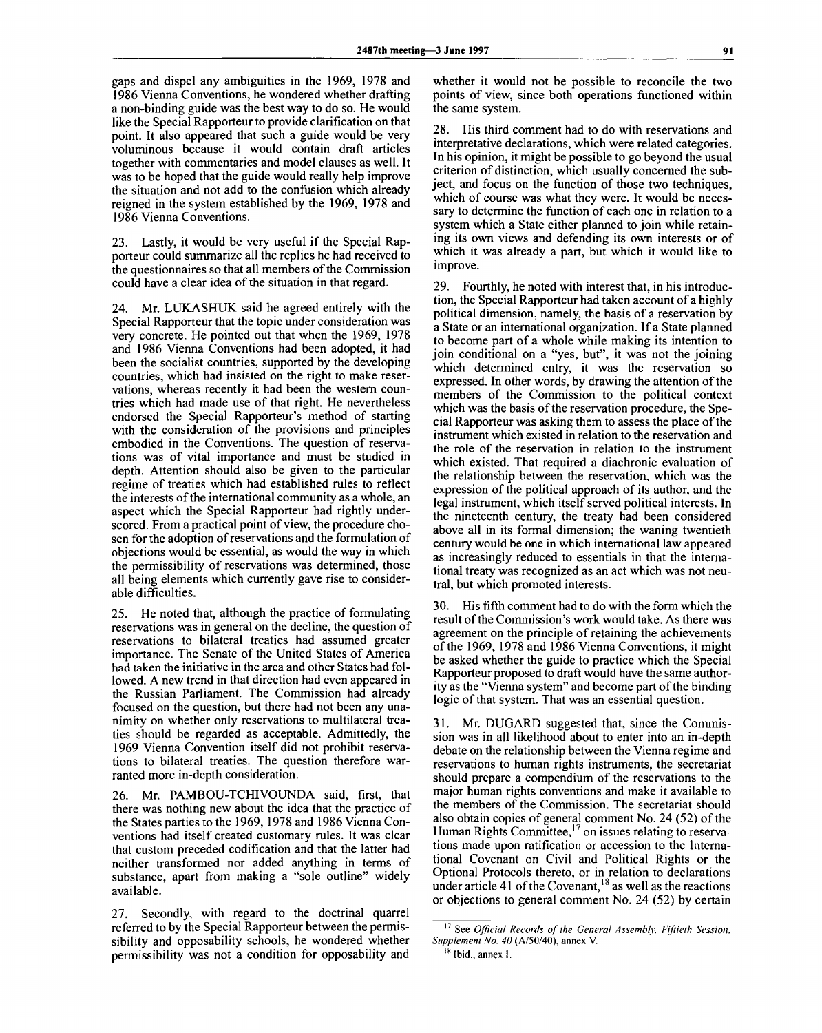gaps and dispel any ambiguities in the 1969, 1978 and 1986 Vienna Conventions, he wondered whether drafting a non-binding guide was the best way to do so. He would like the Special Rapporteur to provide clarification on that point. It also appeared that such a guide would be very voluminous because it would contain draft articles together with commentaries and model clauses as well. It was to be hoped that the guide would really help improve the situation and not add to the confusion which already reigned in the system established by the 1969, 1978 and 1986 Vienna Conventions.

23. Lastly, it would be very useful if the Special Rapporteur could summarize all the replies he had received to the questionnaires so that all members of the Commission could have a clear idea of the situation in that regard.

24. Mr. LUKASHUK said he agreed entirely with the Special Rapporteur that the topic under consideration was very concrete. He pointed out that when the 1969, 1978 and 1986 Vienna Conventions had been adopted, it had been the socialist countries, supported by the developing countries, which had insisted on the right to make reservations, whereas recently it had been the western countries which had made use of that right. He nevertheless endorsed the Special Rapporteur's method of starting with the consideration of the provisions and principles embodied in the Conventions. The question of reservations was of vital importance and must be studied in depth. Attention should also be given to the particular regime of treaties which had established rules to reflect the interests of the international community as a whole, an aspect which the Special Rapporteur had rightly underscored. From a practical point of view, the procedure chosen for the adoption of reservations and the formulation of objections would be essential, as would the way in which the permissibility of reservations was determined, those all being elements which currently gave rise to considerable difficulties.

25. He noted that, although the practice of formulating reservations was in general on the decline, the question of reservations to bilateral treaties had assumed greater importance. The Senate of the United States of America had taken the initiative in the area and other States had followed. A new trend in that direction had even appeared in the Russian Parliament. The Commission had already focused on the question, but there had not been any unanimity on whether only reservations to multilateral treaties should be regarded as acceptable. Admittedly, the 1969 Vienna Convention itself did not prohibit reservations to bilateral treaties. The question therefore warranted more in-depth consideration.

26. Mr. PAMBOU-TCHIVOUNDA said, first, that there was nothing new about the idea that the practice of the States parties to the 1969, 1978 and 1986 Vienna Conventions had itself created customary rules. It was clear that custom preceded codification and that the latter had neither transformed nor added anything in terms of substance, apart from making a "sole outline" widely available.

27. Secondly, with regard to the doctrinal quarrel referred to by the Special Rapporteur between the permissibility and opposability schools, he wondered whether permissibility was not a condition for opposability and whether it would not be possible to reconcile the two points of view, since both operations functioned within the same system.

28. His third comment had to do with reservations and interpretative declarations, which were related categories. In his opinion, it might be possible to go beyond the usual criterion of distinction, which usually concerned the subject, and focus on the function of those two techniques, which of course was what they were. It would be necessary to determine the function of each one in relation to a system which a State either planned to join while retaining its own views and defending its own interests or of which it was already a part, but which it would like to improve.

29. Fourthly, he noted with interest that, in his introduction, the Special Rapporteur had taken account of a highly political dimension, namely, the basis of a reservation by a State or an international organization. If a State planned to become part of a whole while making its intention to join conditional on a "yes, but", it was not the joining which determined entry, it was the reservation so expressed. In other words, by drawing the attention of the members of the Commission to the political context which was the basis of the reservation procedure, the Special Rapporteur was asking them to assess the place of the instrument which existed in relation to the reservation and the role of the reservation in relation to the instrument which existed. That required a diachronic evaluation of the relationship between the reservation, which was the expression of the political approach of its author, and the legal instrument, which itself served political interests. In the nineteenth century, the treaty had been considered above all in its formal dimension; the waning twentieth century would be one in which international law appeared as increasingly reduced to essentials in that the international treaty was recognized as an act which was not neutral, but which promoted interests.

30. His fifth comment had to do with the form which the result of the Commission's work would take. As there was agreement on the principle of retaining the achievements of the 1969, 1978 and 1986 Vienna Conventions, it might be asked whether the guide to practice which the Special Rapporteur proposed to draft would have the same authority as the "Vienna system" and become part of the binding logic of that system. That was an essential question.

31. Mr. DUGARD suggested that, since the Commission was in all likelihood about to enter into an in-depth debate on the relationship between the Vienna regime and reservations to human rights instruments, the secretariat should prepare a compendium of the reservations to the major human rights conventions and make it available to the members of the Commission. The secretariat should also obtain copies of general comment No. 24 (52) of the Human Rights Committee,[17] on issues relating to reservations made upon ratification or accession to the International Covenant on Civil and Political Rights or the Optional Protocols thereto, or in relation to declarations under article 41 of the Covenant,[18] as well as the reactions or objections to general comment No. 24 (52) by certain

---

[17] See *Official Records of the General Assembly, Fiftieth Session, Supplement No. 40* (A/50/40), annex V.

[18] Ibid., annex I.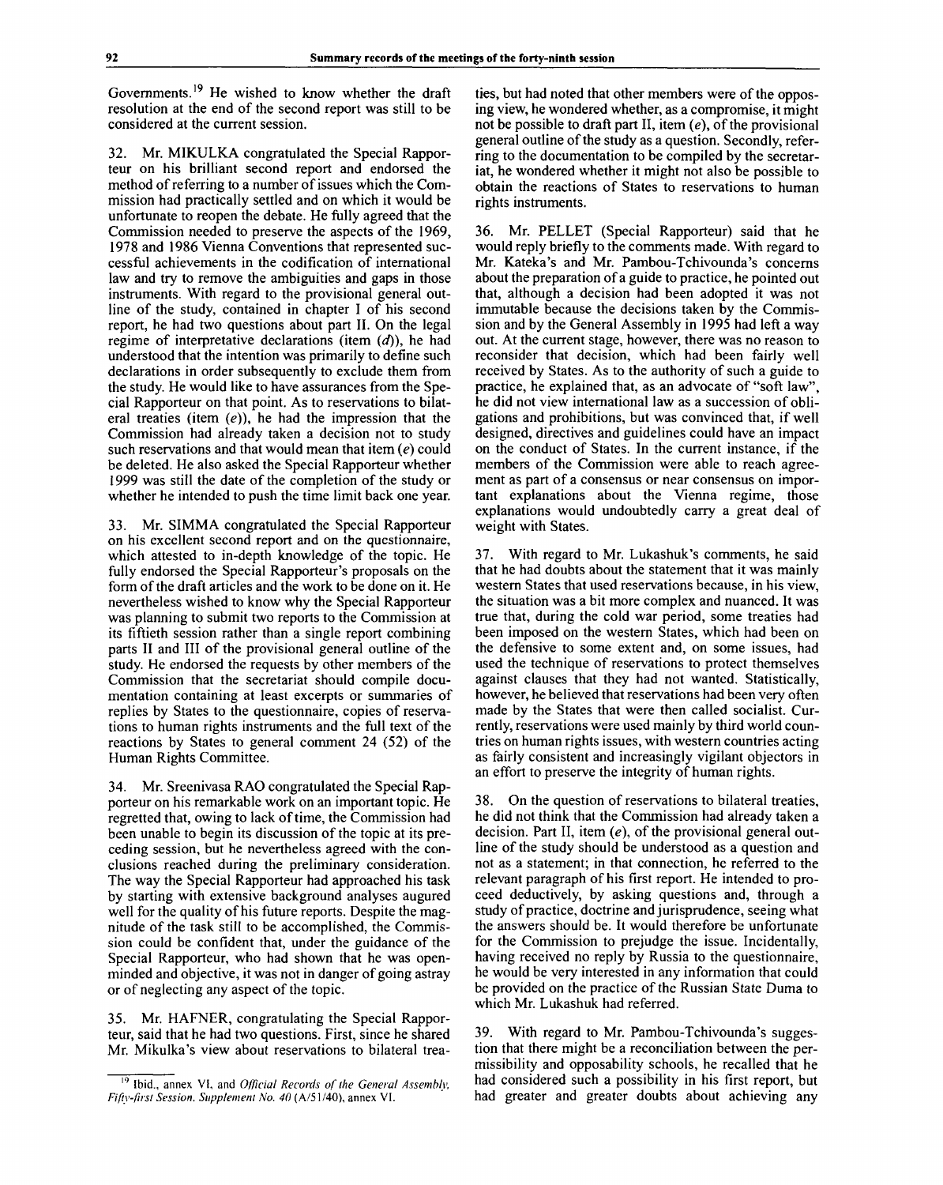Governments.[19] He wished to know whether the draft resolution at the end of the second report was still to be considered at the current session.

32. Mr. MIKULKA congratulated the Special Rapporteur on his brilliant second report and endorsed the method of referring to a number of issues which the Commission had practically settled and on which it would be unfortunate to reopen the debate. He fully agreed that the Commission needed to preserve the aspects of the 1969, 1978 and 1986 Vienna Conventions that represented successful achievements in the codification of international law and try to remove the ambiguities and gaps in those instruments. With regard to the provisional general outline of the study, contained in chapter I of his second report, he had two questions about part II. On the legal regime of interpretative declarations (item (*d*)), he had understood that the intention was primarily to define such declarations in order subsequently to exclude them from the study. He would like to have assurances from the Special Rapporteur on that point. As to reservations to bilateral treaties (item (*e*)), he had the impression that the Commission had already taken a decision not to study such reservations and that would mean that item (*e*) could be deleted. He also asked the Special Rapporteur whether 1999 was still the date of the completion of the study or whether he intended to push the time limit back one year.

33. Mr. SIMMA congratulated the Special Rapporteur on his excellent second report and on the questionnaire, which attested to in-depth knowledge of the topic. He fully endorsed the Special Rapporteur's proposals on the form of the draft articles and the work to be done on it. He nevertheless wished to know why the Special Rapporteur was planning to submit two reports to the Commission at its fiftieth session rather than a single report combining parts II and III of the provisional general outline of the study. He endorsed the requests by other members of the Commission that the secretariat should compile documentation containing at least excerpts or summaries of replies by States to the questionnaire, copies of reservations to human rights instruments and the full text of the reactions by States to general comment 24 (52) of the Human Rights Committee.

34. Mr. Sreenivasa RAO congratulated the Special Rapporteur on his remarkable work on an important topic. He regretted that, owing to lack of time, the Commission had been unable to begin its discussion of the topic at its preceding session, but he nevertheless agreed with the conclusions reached during the preliminary consideration. The way the Special Rapporteur had approached his task by starting with extensive background analyses augured well for the quality of his future reports. Despite the magnitude of the task still to be accomplished, the Commission could be confident that, under the guidance of the Special Rapporteur, who had shown that he was open-minded and objective, it was not in danger of going astray or of neglecting any aspect of the topic.

35. Mr. HAFNER, congratulating the Special Rapporteur, said that he had two questions. First, since he shared Mr. Mikulka's view about reservations to bilateral treaties, but had noted that other members were of the opposing view, he wondered whether, as a compromise, it might not be possible to draft part II, item (*e*), of the provisional general outline of the study as a question. Secondly, referring to the documentation to be compiled by the secretariat, he wondered whether it might not also be possible to obtain the reactions of States to reservations to human rights instruments.

36. Mr. PELLET (Special Rapporteur) said that he would reply briefly to the comments made. With regard to Mr. Kateka's and Mr. Pambou-Tchivounda's concerns about the preparation of a guide to practice, he pointed out that, although a decision had been adopted it was not immutable because the decisions taken by the Commission and by the General Assembly in 1995 had left a way out. At the current stage, however, there was no reason to reconsider that decision, which had been fairly well received by States. As to the authority of such a guide to practice, he explained that, as an advocate of "soft law", he did not view international law as a succession of obligations and prohibitions, but was convinced that, if well designed, directives and guidelines could have an impact on the conduct of States. In the current instance, if the members of the Commission were able to reach agreement as part of a consensus or near consensus on important explanations about the Vienna regime, those explanations would undoubtedly carry a great deal of weight with States.

37. With regard to Mr. Lukashuk's comments, he said that he had doubts about the statement that it was mainly western States that used reservations because, in his view, the situation was a bit more complex and nuanced. It was true that, during the cold war period, some treaties had been imposed on the western States, which had been on the defensive to some extent and, on some issues, had used the technique of reservations to protect themselves against clauses that they had not wanted. Statistically, however, he believed that reservations had been very often made by the States that were then called socialist. Currently, reservations were used mainly by third world countries on human rights issues, with western countries acting as fairly consistent and increasingly vigilant objectors in an effort to preserve the integrity of human rights.

38. On the question of reservations to bilateral treaties, he did not think that the Commission had already taken a decision. Part II, item (*e*), of the provisional general outline of the study should be understood as a question and not as a statement; in that connection, he referred to the relevant paragraph of his first report. He intended to proceed deductively, by asking questions and, through a study of practice, doctrine and jurisprudence, seeing what the answers should be. It would therefore be unfortunate for the Commission to prejudge the issue. Incidentally, having received no reply by Russia to the questionnaire, he would be very interested in any information that could be provided on the practice of the Russian State Duma to which Mr. Lukashuk had referred.

39. With regard to Mr. Pambou-Tchivounda's suggestion that there might be a reconciliation between the permissibility and opposability schools, he recalled that he had considered such a possibility in his first report, but had greater and greater doubts about achieving any

---

[19] Ibid., annex VI, and *Official Records of the General Assembly, Fifty-first Session, Supplement No. 40* (A/51/40), annex VI.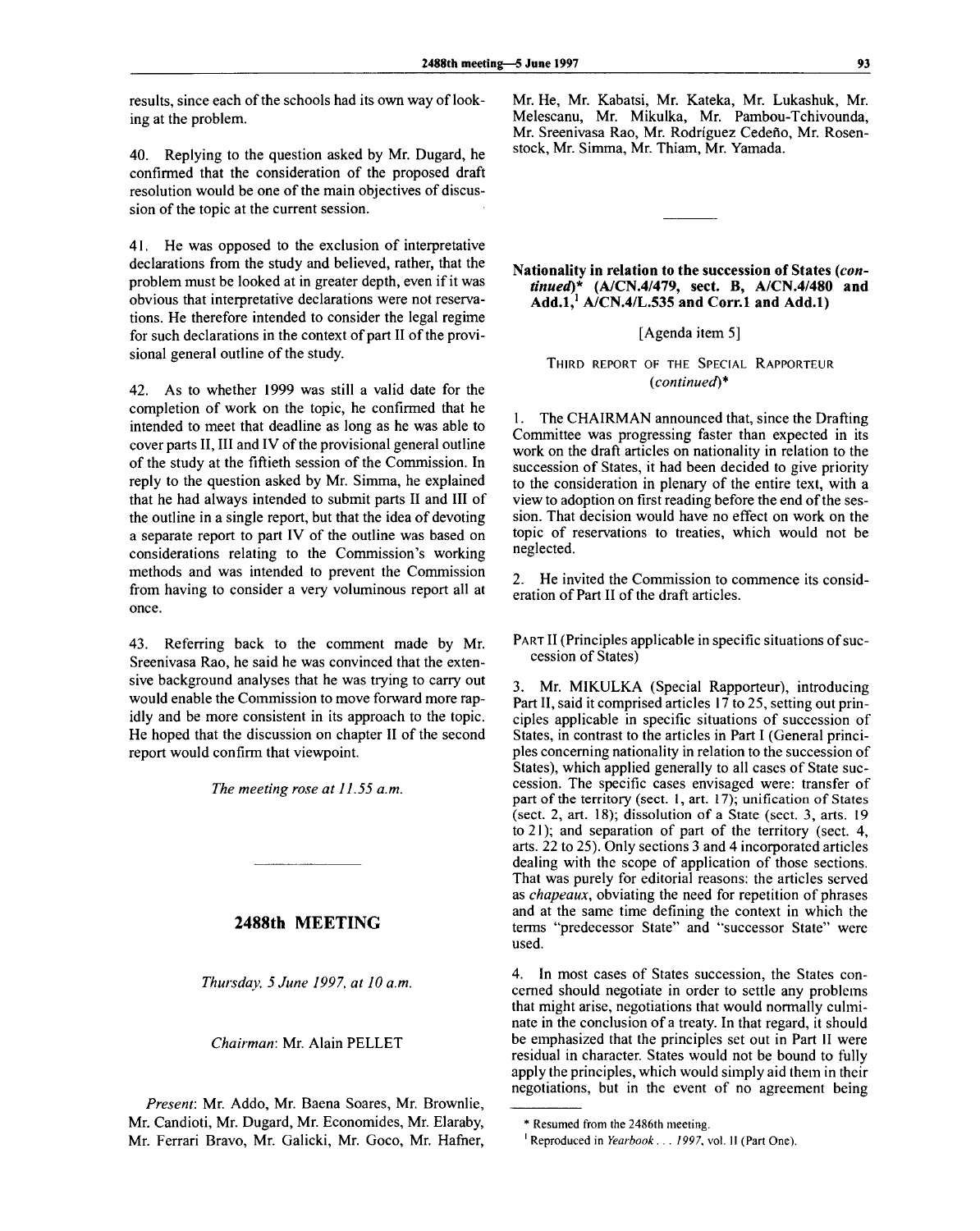results, since each of the schools had its own way of looking at the problem.

40. Replying to the question asked by Mr. Dugard, he confirmed that the consideration of the proposed draft resolution would be one of the main objectives of discussion of the topic at the current session.

41. He was opposed to the exclusion of interpretative declarations from the study and believed, rather, that the problem must be looked at in greater depth, even if it was obvious that interpretative declarations were not reservations. He therefore intended to consider the legal regime for such declarations in the context of part II of the provisional general outline of the study.

42. As to whether 1999 was still a valid date for the completion of work on the topic, he confirmed that he intended to meet that deadline as long as he was able to cover parts II, III and IV of the provisional general outline of the study at the fiftieth session of the Commission. In reply to the question asked by Mr. Simma, he explained that he had always intended to submit parts II and III of the outline in a single report, but that the idea of devoting a separate report to part IV of the outline was based on considerations relating to the Commission's working methods and was intended to prevent the Commission from having to consider a very voluminous report all at once.

43. Referring back to the comment made by Mr. Sreenivasa Rao, he said he was convinced that the extensive background analyses that he was trying to carry out would enable the Commission to move forward more rapidly and be more consistent in its approach to the topic. He hoped that the discussion on chapter II of the second report would confirm that viewpoint.

*The meeting rose at 11.55 a.m.*

---

## 2488th MEETING

*Thursday, 5 June 1997, at 10 a.m.*

*Chairman*: Mr. Alain PELLET

*Present*: Mr. Addo, Mr. Baena Soares, Mr. Brownlie, Mr. Candioti, Mr. Dugard, Mr. Economides, Mr. Elaraby, Mr. Ferrari Bravo, Mr. Galicki, Mr. Goco, Mr. Hafner, Mr. He, Mr. Kabatsi, Mr. Kateka, Mr. Lukashuk, Mr. Melescanu, Mr. Mikulka, Mr. Pambou-Tchivounda, Mr. Sreenivasa Rao, Mr. Rodríguez Cedeño, Mr. Rosenstock, Mr. Simma, Mr. Thiam, Mr. Yamada.

---

### Nationality in relation to the succession of States (*continued*)* (A/CN.4/479, sect. B, A/CN.4/480 and Add.1,[1] A/CN.4/L.535 and Corr.1 and Add.1)

[Agenda item 5]

#### THIRD REPORT OF THE SPECIAL RAPPORTEUR (*continued*)*

1. The CHAIRMAN announced that, since the Drafting Committee was progressing faster than expected in its work on the draft articles on nationality in relation to the succession of States, it had been decided to give priority to the consideration in plenary of the entire text, with a view to adoption on first reading before the end of the session. That decision would have no effect on work on the topic of reservations to treaties, which would not be neglected.

2. He invited the Commission to commence its consideration of Part II of the draft articles.

PART II (Principles applicable in specific situations of succession of States)

3. Mr. MIKULKA (Special Rapporteur), introducing Part II, said it comprised articles 17 to 25, setting out principles applicable in specific situations of succession of States, in contrast to the articles in Part I (General principles concerning nationality in relation to the succession of States), which applied generally to all cases of State succession. The specific cases envisaged were: transfer of part of the territory (sect. 1, art. 17); unification of States (sect. 2, art. 18); dissolution of a State (sect. 3, arts. 19 to 21); and separation of part of the territory (sect. 4, arts. 22 to 25). Only sections 3 and 4 incorporated articles dealing with the scope of application of those sections. That was purely for editorial reasons: the articles served as *chapeaux*, obviating the need for repetition of phrases and at the same time defining the context in which the terms "predecessor State" and "successor State" were used.

4. In most cases of States succession, the States concerned should negotiate in order to settle any problems that might arise, negotiations that would normally culminate in the conclusion of a treaty. In that regard, it should be emphasized that the principles set out in Part II were residual in character. States would not be bound to fully apply the principles, which would simply aid them in their negotiations, but in the event of no agreement being

---

\* Resumed from the 2486th meeting.

[1] Reproduced in *Yearbook . . . 1997*, vol. II (Part One).